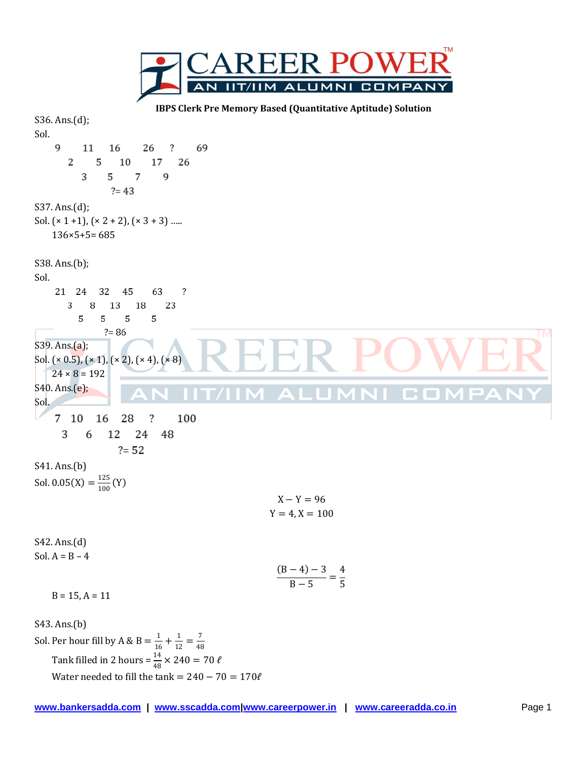**IBPS Clerk Pre Memory Based (Quantitative Aptitude) Solution**

S36. Ans.(d);

Sol.

```
9     11    16     26    ?     69
   2     5     10     17    26
      3     5     7      9
```

?= 43

S37. Ans.(d);

Sol. (× 1 +1), (× 2 + 2), (× 3 + 3) .....

136×5+5= 685

S38. Ans.(b);

Sol.

```
21   24   32   45    63    ?
   3    8    13   18    23
      5    5    5     5
```

?= 86

S39. Ans.(a);

Sol. (× 0.5), (× 1), (× 2), (× 4), (× 8)

24 × 8 = 192

S40. Ans.(e);

Sol.

```
7   10   16   28   ?    100
  3    6    12   24   48
```

?= 52

S41. Ans.(b)

Sol. $0.05(X) = \frac{125}{100}(Y)$

$$X - Y = 96$$

$$Y = 4, X = 100$$

S42. Ans.(d)

Sol. A = B – 4

$$\frac{(B-4)-3}{B-5} = \frac{4}{5}$$

B = 15, A = 11

S43. Ans.(b)

Sol. Per hour fill by A & B $= \frac{1}{16} + \frac{1}{12} = \frac{7}{48}$

Tank filled in 2 hours $= \frac{14}{48} \times 240 = 70\,\ell$

Water needed to fill the tank $= 240 - 70 = 170\ell$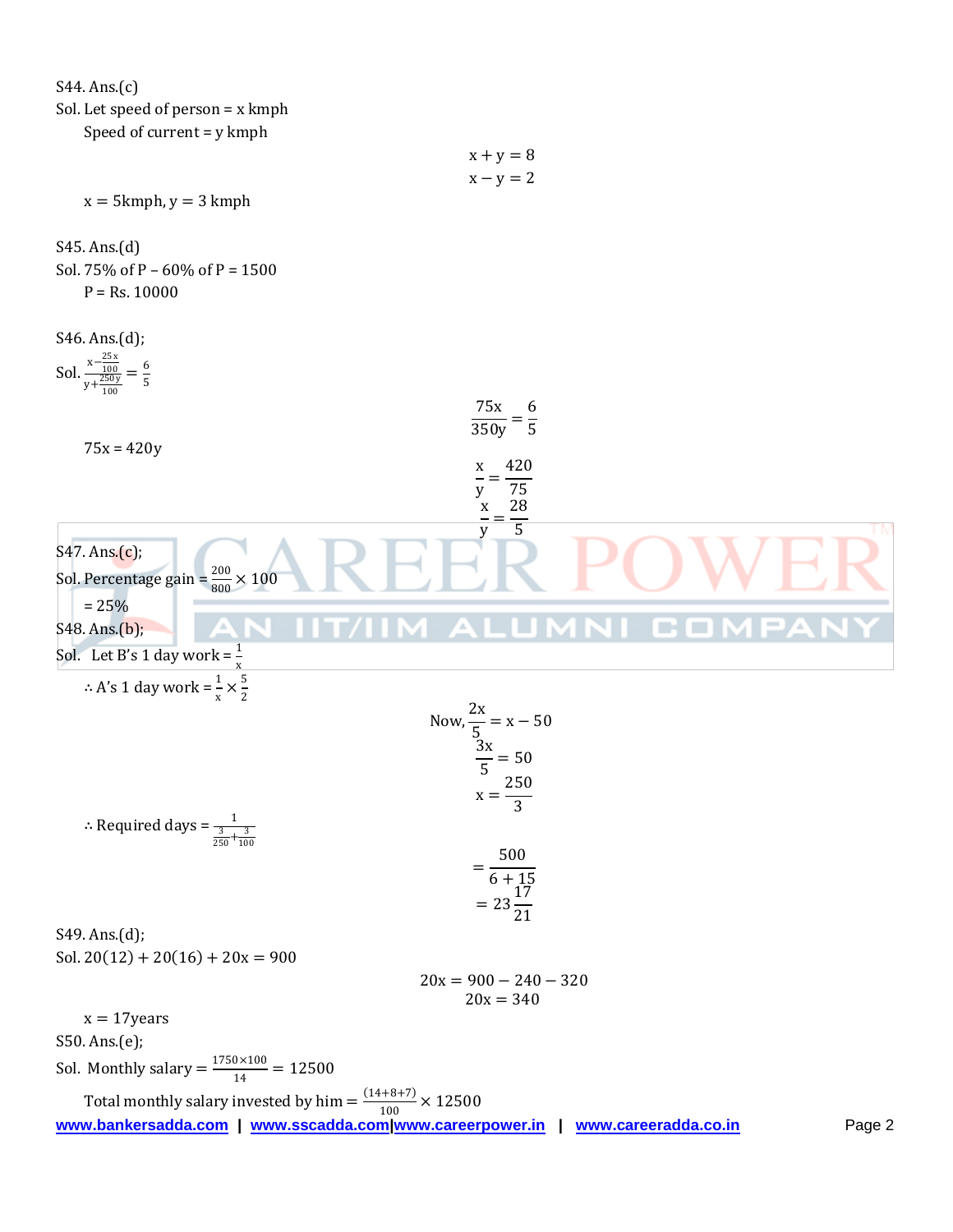S44. Ans.(c)

Sol. Let speed of person = x kmph

Speed of current = y kmph

$$x + y = 8$$
$$x - y = 2$$

$x = 5\text{kmph}, y = 3 \text{ kmph}$

S45. Ans.(d)

Sol. 75% of P – 60% of P = 1500

P = Rs. 10000

S46. Ans.(d);

Sol. $\frac{x-\frac{25x}{100}}{y+\frac{250y}{100}} = \frac{6}{5}$

$$\frac{75x}{350y} = \frac{6}{5}$$

75x = 420y

$$\frac{x}{y} = \frac{420}{75}$$
$$\frac{x}{y} = \frac{28}{5}$$

S47. Ans.(c);

Sol. Percentage gain = $\frac{200}{800} \times 100$

= 25%

S48. Ans.(b);

Sol. Let B's 1 day work = $\frac{1}{x}$

$\therefore$ A's 1 day work = $\frac{1}{x} \times \frac{5}{2}$

$$\text{Now, } \frac{2x}{5} = x - 50$$
$$\frac{3x}{5} = 50$$
$$x = \frac{250}{3}$$

$\therefore$ Required days = $\frac{1}{\frac{3}{250}+\frac{3}{100}}$

$$= \frac{500}{6+15}$$
$$= 23\frac{17}{21}$$

S49. Ans.(d);

Sol. $20(12) + 20(16) + 20x = 900$

$$20x = 900 - 240 - 320$$
$$20x = 340$$

x = 17years

S50. Ans.(e);

Sol. Monthly salary = $\frac{1750 \times 100}{14} = 12500$

Total monthly salary invested by him = $\frac{(14+8+7)}{100} \times 12500$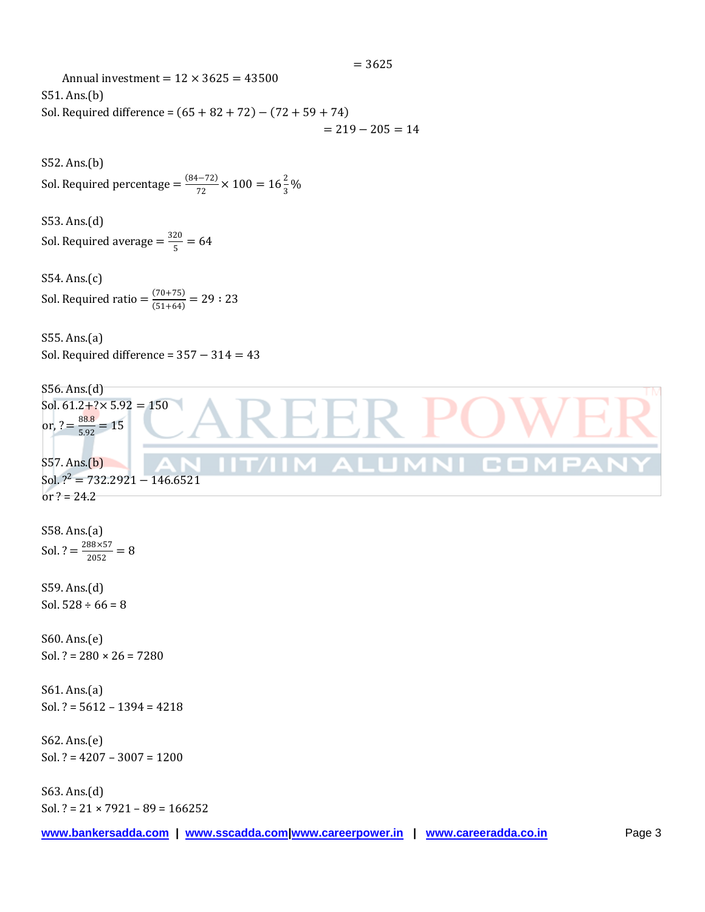$= 3625$

Annual investment $= 12 \times 3625 = 43500$

S51. Ans.(b)

Sol. Required difference = $(65 + 82 + 72) - (72 + 59 + 74)$

$= 219 - 205 = 14$

S52. Ans.(b)

Sol. Required percentage $= \frac{(84-72)}{72} \times 100 = 16\frac{2}{3}\%$

S53. Ans.(d)

Sol. Required average $= \frac{320}{5} = 64$

S54. Ans.(c)

Sol. Required ratio $= \frac{(70+75)}{(51+64)} = 29 : 23$

S55. Ans.(a)

Sol. Required difference $= 357 - 314 = 43$

S56. Ans.(d)

Sol. $61.2 + ? \times 5.92 = 150$

or, $? = \frac{88.8}{5.92} = 15$

S57. Ans.(b)

Sol. $?^2 = 732.2921 - 146.6521$

or ? = 24.2

S58. Ans.(a)

Sol. $? = \frac{288 \times 57}{2052} = 8$

S59. Ans.(d)

Sol. $528 \div 66 = 8$

S60. Ans.(e)

Sol. $? = 280 \times 26 = 7280$

S61. Ans.(a)

Sol. $? = 5612 - 1394 = 4218$

S62. Ans.(e)

Sol. $? = 4207 - 3007 = 1200$

S63. Ans.(d)

Sol. $? = 21 \times 7921 - 89 = 166252$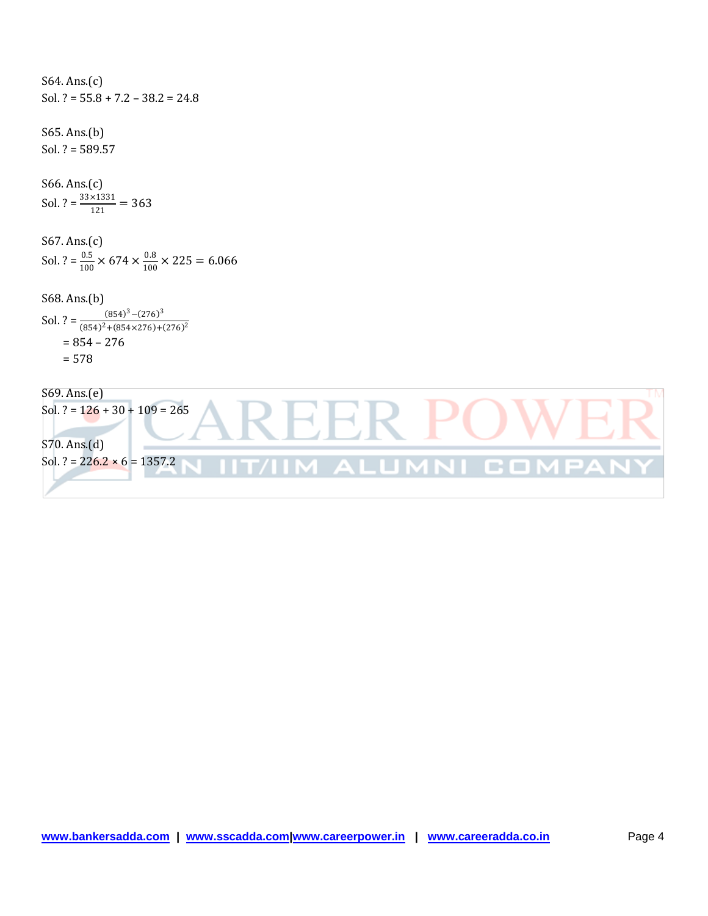S64. Ans.(c)

Sol. ? = 55.8 + 7.2 – 38.2 = 24.8

S65. Ans.(b)

Sol. ? = 589.57

S66. Ans.(c)

Sol. ? = $\frac{33\times1331}{121} = 363$

S67. Ans.(c)

Sol. ? = $\frac{0.5}{100} \times 674 \times \frac{0.8}{100} \times 225 = 6.066$

S68. Ans.(b)

Sol. ? = $\frac{(854)^3-(276)^3}{(854)^2+(854\times276)+(276)^2}$

= 854 – 276

= 578

S69. Ans.(e)

Sol. ? = 126 + 30 + 109 = 265

S70. Ans.(d)

Sol. ? = 226.2 × 6 = 1357.2